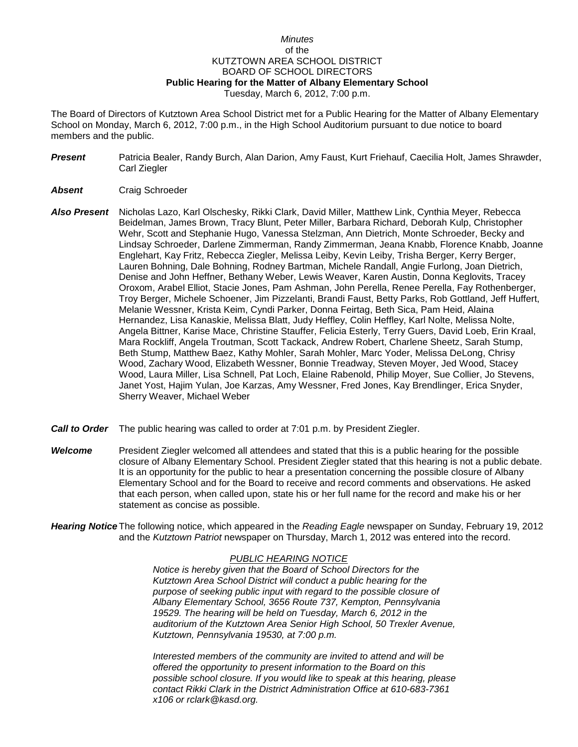*Minutes*
of the
KUTZTOWN AREA SCHOOL DISTRICT
BOARD OF SCHOOL DIRECTORS
**Public Hearing for the Matter of Albany Elementary School**
Tuesday, March 6, 2012, 7:00 p.m.

The Board of Directors of Kutztown Area School District met for a Public Hearing for the Matter of Albany Elementary School on Monday, March 6, 2012, 7:00 p.m., in the High School Auditorium pursuant to due notice to board members and the public.

***Present*** Patricia Bealer, Randy Burch, Alan Darion, Amy Faust, Kurt Friehauf, Caecilia Holt, James Shrawder, Carl Ziegler

***Absent*** Craig Schroeder

***Also Present*** Nicholas Lazo, Karl Olschesky, Rikki Clark, David Miller, Matthew Link, Cynthia Meyer, Rebecca Beidelman, James Brown, Tracy Blunt, Peter Miller, Barbara Richard, Deborah Kulp, Christopher Wehr, Scott and Stephanie Hugo, Vanessa Stelzman, Ann Dietrich, Monte Schroeder, Becky and Lindsay Schroeder, Darlene Zimmerman, Randy Zimmerman, Jeana Knabb, Florence Knabb, Joanne Englehart, Kay Fritz, Rebecca Ziegler, Melissa Leiby, Kevin Leiby, Trisha Berger, Kerry Berger, Lauren Bohning, Dale Bohning, Rodney Bartman, Michele Randall, Angie Furlong, Joan Dietrich, Denise and John Heffner, Bethany Weber, Lewis Weaver, Karen Austin, Donna Keglovits, Tracey Oroxom, Arabel Elliot, Stacie Jones, Pam Ashman, John Perella, Renee Perella, Fay Rothenberger, Troy Berger, Michele Schoener, Jim Pizzelanti, Brandi Faust, Betty Parks, Rob Gottland, Jeff Huffert, Melanie Wessner, Krista Keim, Cyndi Parker, Donna Feirtag, Beth Sica, Pam Heid, Alaina Hernandez, Lisa Kanaskie, Melissa Blatt, Judy Heffley, Colin Heffley, Karl Nolte, Melissa Nolte, Angela Bittner, Karise Mace, Christine Stauffer, Felicia Esterly, Terry Guers, David Loeb, Erin Kraal, Mara Rockliff, Angela Troutman, Scott Tackack, Andrew Robert, Charlene Sheetz, Sarah Stump, Beth Stump, Matthew Baez, Kathy Mohler, Sarah Mohler, Marc Yoder, Melissa DeLong, Chrisy Wood, Zachary Wood, Elizabeth Wessner, Bonnie Treadway, Steven Moyer, Jed Wood, Stacey Wood, Laura Miller, Lisa Schnell, Pat Loch, Elaine Rabenold, Philip Moyer, Sue Collier, Jo Stevens, Janet Yost, Hajim Yulan, Joe Karzas, Amy Wessner, Fred Jones, Kay Brendlinger, Erica Snyder, Sherry Weaver, Michael Weber

***Call to Order*** The public hearing was called to order at 7:01 p.m. by President Ziegler.

***Welcome*** President Ziegler welcomed all attendees and stated that this is a public hearing for the possible closure of Albany Elementary School. President Ziegler stated that this hearing is not a public debate. It is an opportunity for the public to hear a presentation concerning the possible closure of Albany Elementary School and for the Board to receive and record comments and observations. He asked that each person, when called upon, state his or her full name for the record and make his or her statement as concise as possible.

***Hearing Notice*** The following notice, which appeared in the *Reading Eagle* newspaper on Sunday, February 19, 2012 and the *Kutztown Patriot* newspaper on Thursday, March 1, 2012 was entered into the record.

*PUBLIC HEARING NOTICE*

*Notice is hereby given that the Board of School Directors for the Kutztown Area School District will conduct a public hearing for the purpose of seeking public input with regard to the possible closure of Albany Elementary School, 3656 Route 737, Kempton, Pennsylvania 19529. The hearing will be held on Tuesday, March 6, 2012 in the auditorium of the Kutztown Area Senior High School, 50 Trexler Avenue, Kutztown, Pennsylvania 19530, at 7:00 p.m.*

*Interested members of the community are invited to attend and will be offered the opportunity to present information to the Board on this possible school closure. If you would like to speak at this hearing, please contact Rikki Clark in the District Administration Office at 610-683-7361 x106 or rclark@kasd.org.*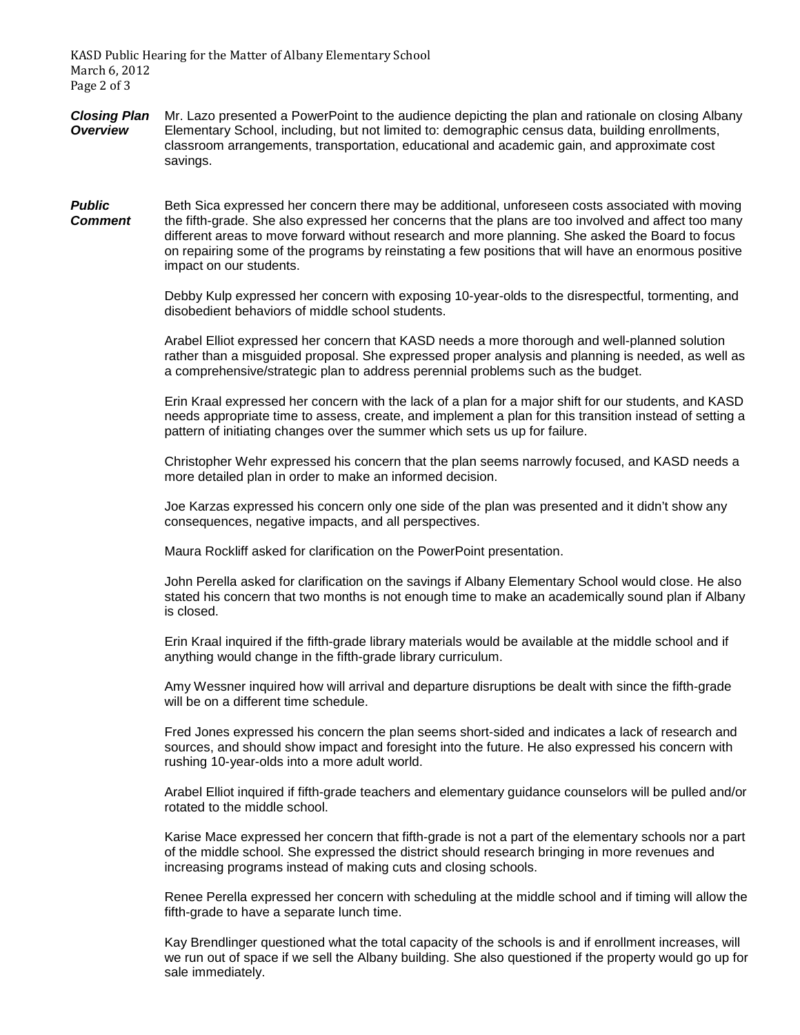***Closing Plan Overview***

Mr. Lazo presented a PowerPoint to the audience depicting the plan and rationale on closing Albany Elementary School, including, but not limited to: demographic census data, building enrollments, classroom arrangements, transportation, educational and academic gain, and approximate cost savings.

***Public Comment***

Beth Sica expressed her concern there may be additional, unforeseen costs associated with moving the fifth-grade. She also expressed her concerns that the plans are too involved and affect too many different areas to move forward without research and more planning. She asked the Board to focus on repairing some of the programs by reinstating a few positions that will have an enormous positive impact on our students.

Debby Kulp expressed her concern with exposing 10-year-olds to the disrespectful, tormenting, and disobedient behaviors of middle school students.

Arabel Elliot expressed her concern that KASD needs a more thorough and well-planned solution rather than a misguided proposal. She expressed proper analysis and planning is needed, as well as a comprehensive/strategic plan to address perennial problems such as the budget.

Erin Kraal expressed her concern with the lack of a plan for a major shift for our students, and KASD needs appropriate time to assess, create, and implement a plan for this transition instead of setting a pattern of initiating changes over the summer which sets us up for failure.

Christopher Wehr expressed his concern that the plan seems narrowly focused, and KASD needs a more detailed plan in order to make an informed decision.

Joe Karzas expressed his concern only one side of the plan was presented and it didn't show any consequences, negative impacts, and all perspectives.

Maura Rockliff asked for clarification on the PowerPoint presentation.

John Perella asked for clarification on the savings if Albany Elementary School would close. He also stated his concern that two months is not enough time to make an academically sound plan if Albany is closed.

Erin Kraal inquired if the fifth-grade library materials would be available at the middle school and if anything would change in the fifth-grade library curriculum.

Amy Wessner inquired how will arrival and departure disruptions be dealt with since the fifth-grade will be on a different time schedule.

Fred Jones expressed his concern the plan seems short-sided and indicates a lack of research and sources, and should show impact and foresight into the future. He also expressed his concern with rushing 10-year-olds into a more adult world.

Arabel Elliot inquired if fifth-grade teachers and elementary guidance counselors will be pulled and/or rotated to the middle school.

Karise Mace expressed her concern that fifth-grade is not a part of the elementary schools nor a part of the middle school. She expressed the district should research bringing in more revenues and increasing programs instead of making cuts and closing schools.

Renee Perella expressed her concern with scheduling at the middle school and if timing will allow the fifth-grade to have a separate lunch time.

Kay Brendlinger questioned what the total capacity of the schools is and if enrollment increases, will we run out of space if we sell the Albany building. She also questioned if the property would go up for sale immediately.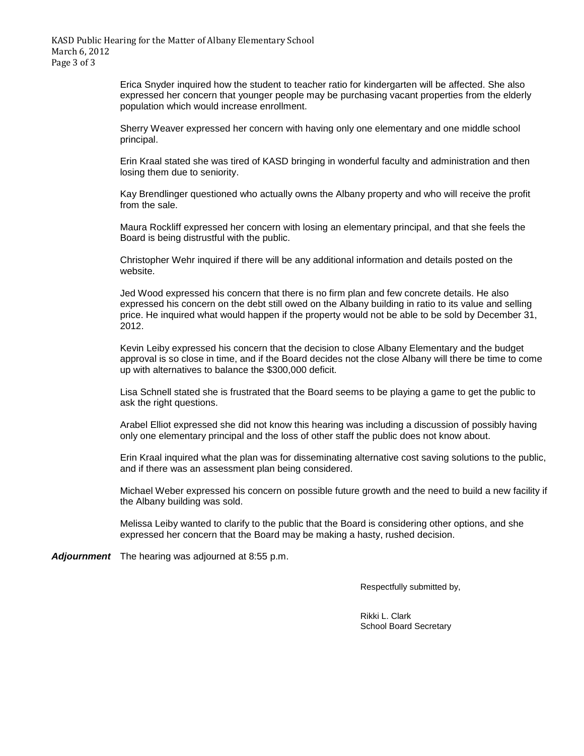Erica Snyder inquired how the student to teacher ratio for kindergarten will be affected. She also expressed her concern that younger people may be purchasing vacant properties from the elderly population which would increase enrollment.

Sherry Weaver expressed her concern with having only one elementary and one middle school principal.

Erin Kraal stated she was tired of KASD bringing in wonderful faculty and administration and then losing them due to seniority.

Kay Brendlinger questioned who actually owns the Albany property and who will receive the profit from the sale.

Maura Rockliff expressed her concern with losing an elementary principal, and that she feels the Board is being distrustful with the public.

Christopher Wehr inquired if there will be any additional information and details posted on the website.

Jed Wood expressed his concern that there is no firm plan and few concrete details. He also expressed his concern on the debt still owed on the Albany building in ratio to its value and selling price. He inquired what would happen if the property would not be able to be sold by December 31, 2012.

Kevin Leiby expressed his concern that the decision to close Albany Elementary and the budget approval is so close in time, and if the Board decides not the close Albany will there be time to come up with alternatives to balance the $300,000 deficit.

Lisa Schnell stated she is frustrated that the Board seems to be playing a game to get the public to ask the right questions.

Arabel Elliot expressed she did not know this hearing was including a discussion of possibly having only one elementary principal and the loss of other staff the public does not know about.

Erin Kraal inquired what the plan was for disseminating alternative cost saving solutions to the public, and if there was an assessment plan being considered.

Michael Weber expressed his concern on possible future growth and the need to build a new facility if the Albany building was sold.

Melissa Leiby wanted to clarify to the public that the Board is considering other options, and she expressed her concern that the Board may be making a hasty, rushed decision.

***Adjournment*** The hearing was adjourned at 8:55 p.m.

Respectfully submitted by,

Rikki L. Clark
School Board Secretary